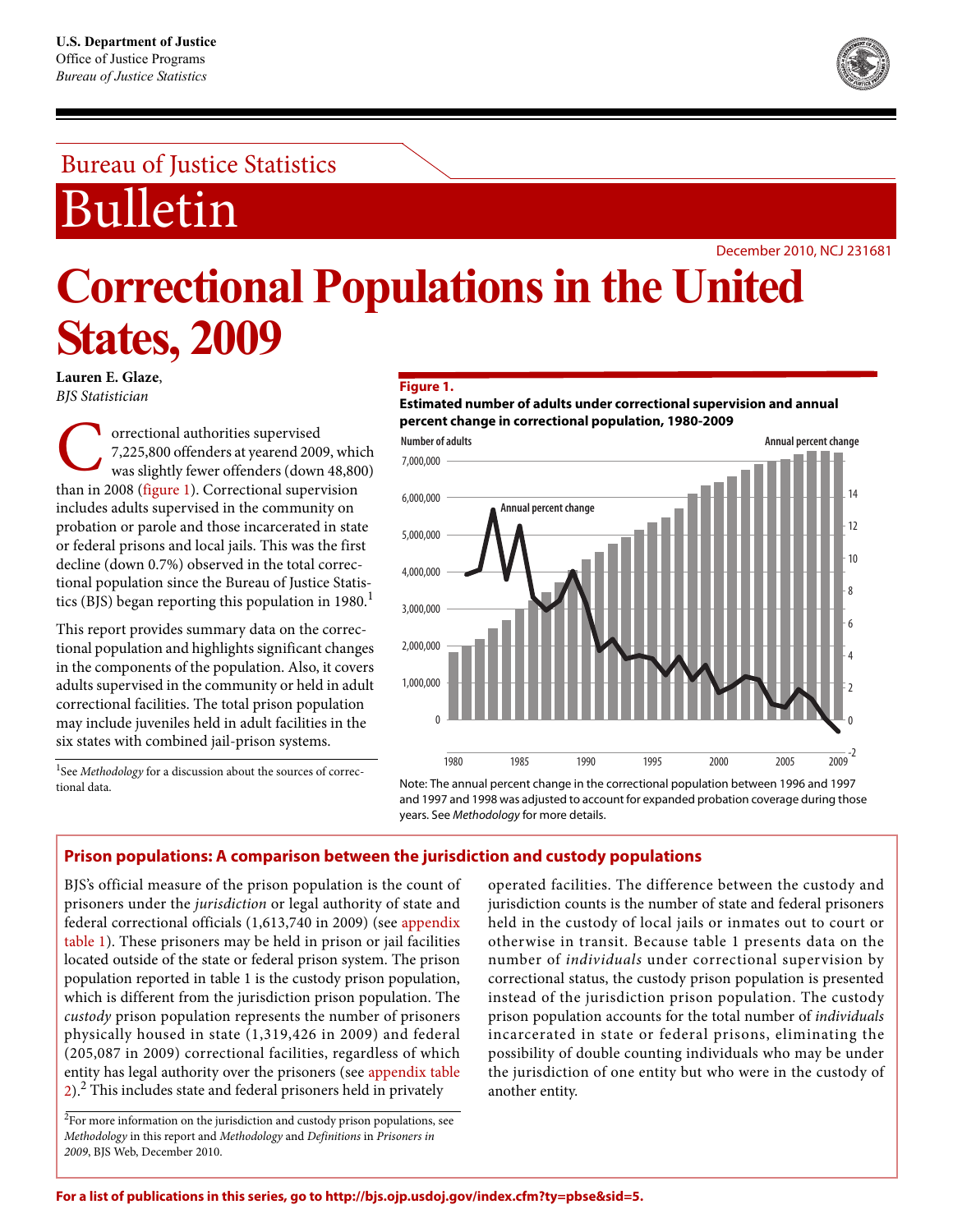U.S. Department of Justice
Office of Justice Programs
*Bureau of Justice Statistics*

Bureau of Justice Statistics

# Bulletin

December 2010, NCJ 231681

# Correctional Populations in the United States, 2009

**Lauren E. Glaze**,
*BJS Statistician*

Correctional authorities supervised 7,225,800 offenders at yearend 2009, which was slightly fewer offenders (down 48,800) than in 2008 (figure 1). Correctional supervision includes adults supervised in the community on probation or parole and those incarcerated in state or federal prisons and local jails. This was the first decline (down 0.7%) observed in the total correctional population since the Bureau of Justice Statistics (BJS) began reporting this population in 1980.[1]

This report provides summary data on the correctional population and highlights significant changes in the components of the population. Also, it covers adults supervised in the community or held in adult correctional facilities. The total prison population may include juveniles held in adult facilities in the six states with combined jail-prison systems.

[1]See *Methodology* for a discussion about the sources of correctional data.

**Figure 1.**
**Estimated number of adults under correctional supervision and annual percent change in correctional population, 1980-2009**

Note: The annual percent change in the correctional population between 1996 and 1997 and 1997 and 1998 was adjusted to account for expanded probation coverage during those years. See *Methodology* for more details.

## Prison populations: A comparison between the jurisdiction and custody populations

BJS's official measure of the prison population is the count of prisoners under the *jurisdiction* or legal authority of state and federal correctional officials (1,613,740 in 2009) (see appendix table 1). These prisoners may be held in prison or jail facilities located outside of the state or federal prison system. The prison population reported in table 1 is the custody prison population, which is different from the jurisdiction prison population. The *custody* prison population represents the number of prisoners physically housed in state (1,319,426 in 2009) and federal (205,087 in 2009) correctional facilities, regardless of which entity has legal authority over the prisoners (see appendix table 2).[2] This includes state and federal prisoners held in privately operated facilities. The difference between the custody and jurisdiction counts is the number of state and federal prisoners held in the custody of local jails or inmates out to court or otherwise in transit. Because table 1 presents data on the number of *individuals* under correctional supervision by correctional status, the custody prison population is presented instead of the jurisdiction prison population. The custody prison population accounts for the total number of *individuals* incarcerated in state or federal prisons, eliminating the possibility of double counting individuals who may be under the jurisdiction of one entity but who were in the custody of another entity.

[2]For more information on the jurisdiction and custody prison populations, see *Methodology* in this report and *Methodology* and *Definitions* in *Prisoners in 2009*, BJS Web, December 2010.

**For a list of publications in this series, go to http://bjs.ojp.usdoj.gov/index.cfm?ty=pbse&sid=5.**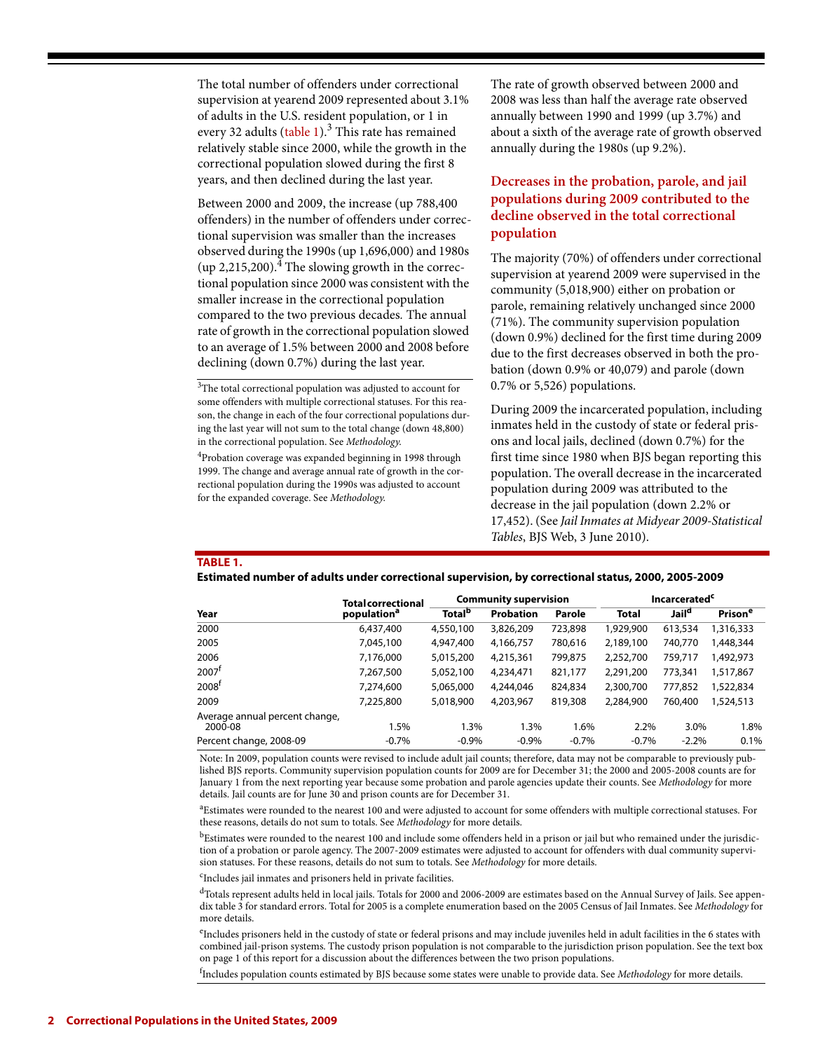The total number of offenders under correctional supervision at yearend 2009 represented about 3.1% of adults in the U.S. resident population, or 1 in every 32 adults (table 1).[3] This rate has remained relatively stable since 2000, while the growth in the correctional population slowed during the first 8 years, and then declined during the last year.

Between 2000 and 2009, the increase (up 788,400 offenders) in the number of offenders under correctional supervision was smaller than the increases observed during the 1990s (up 1,696,000) and 1980s (up 2,215,200).[4] The slowing growth in the correctional population since 2000 was consistent with the smaller increase in the correctional population compared to the two previous decades. The annual rate of growth in the correctional population slowed to an average of 1.5% between 2000 and 2008 before declining (down 0.7%) during the last year.

[3]The total correctional population was adjusted to account for some offenders with multiple correctional statuses. For this reason, the change in each of the four correctional populations during the last year will not sum to the total change (down 48,800) in the correctional population. See *Methodology*.

[4]Probation coverage was expanded beginning in 1998 through 1999. The change and average annual rate of growth in the correctional population during the 1990s was adjusted to account for the expanded coverage. See *Methodology*.

The rate of growth observed between 2000 and 2008 was less than half the average rate observed annually between 1990 and 1999 (up 3.7%) and about a sixth of the average rate of growth observed annually during the 1980s (up 9.2%).

## Decreases in the probation, parole, and jail populations during 2009 contributed to the decline observed in the total correctional population

The majority (70%) of offenders under correctional supervision at yearend 2009 were supervised in the community (5,018,900) either on probation or parole, remaining relatively unchanged since 2000 (71%). The community supervision population (down 0.9%) declined for the first time during 2009 due to the first decreases observed in both the probation (down 0.9% or 40,079) and parole (down 0.7% or 5,526) populations.

During 2009 the incarcerated population, including inmates held in the custody of state or federal prisons and local jails, declined (down 0.7%) for the first time since 1980 when BJS began reporting this population. The overall decrease in the incarcerated population during 2009 was attributed to the decrease in the jail population (down 2.2% or 17,452). (See *Jail Inmates at Midyear 2009-Statistical Tables*, BJS Web, 3 June 2010).

**TABLE 1.**
**Estimated number of adults under correctional supervision, by correctional status, 2000, 2005-2009**

| Year | Total correctional population[a] | Community supervision | | | Incarcerated[c] | | |
|---|---|---|---|---|---|---|---|
| | | Total[b] | Probation | Parole | Total | Jail[d] | Prison[e] |
| 2000 | 6,437,400 | 4,550,100 | 3,826,209 | 723,898 | 1,929,900 | 613,534 | 1,316,333 |
| 2005 | 7,045,100 | 4,947,400 | 4,166,757 | 780,616 | 2,189,100 | 740,770 | 1,448,344 |
| 2006 | 7,176,000 | 5,015,200 | 4,215,361 | 799,875 | 2,252,700 | 759,717 | 1,492,973 |
| 2007[f] | 7,267,500 | 5,052,100 | 4,234,471 | 821,177 | 2,291,200 | 773,341 | 1,517,867 |
| 2008[f] | 7,274,600 | 5,065,000 | 4,244,046 | 824,834 | 2,300,700 | 777,852 | 1,522,834 |
| 2009 | 7,225,800 | 5,018,900 | 4,203,967 | 819,308 | 2,284,900 | 760,400 | 1,524,513 |
| Average annual percent change, 2000-08 | 1.5% | 1.3% | 1.3% | 1.6% | 2.2% | 3.0% | 1.8% |
| Percent change, 2008-09 | -0.7% | -0.9% | -0.9% | -0.7% | -0.7% | -2.2% | 0.1% |

Note: In 2009, population counts were revised to include adult jail counts; therefore, data may not be comparable to previously published BJS reports. Community supervision population counts for 2009 are for December 31; the 2000 and 2005-2008 counts are for January 1 from the next reporting year because some probation and parole agencies update their counts. See *Methodology* for more details. Jail counts are for June 30 and prison counts are for December 31.

[a]Estimates were rounded to the nearest 100 and were adjusted to account for some offenders with multiple correctional statuses. For these reasons, details do not sum to totals. See *Methodology* for more details.

[b]Estimates were rounded to the nearest 100 and include some offenders held in a prison or jail but who remained under the jurisdiction of a probation or parole agency. The 2007-2009 estimates were adjusted to account for offenders with dual community supervision statuses. For these reasons, details do not sum to totals. See *Methodology* for more details.

[c]Includes jail inmates and prisoners held in private facilities.

[d]Totals represent adults held in local jails. Totals for 2000 and 2006-2009 are estimates based on the Annual Survey of Jails. See appendix table 3 for standard errors. Total for 2005 is a complete enumeration based on the 2005 Census of Jail Inmates. See *Methodology* for more details.

[e]Includes prisoners held in the custody of state or federal prisons and may include juveniles held in adult facilities in the 6 states with combined jail-prison systems. The custody prison population is not comparable to the jurisdiction prison population. See the text box on page 1 of this report for a discussion about the differences between the two prison populations.

[f]Includes population counts estimated by BJS because some states were unable to provide data. See *Methodology* for more details.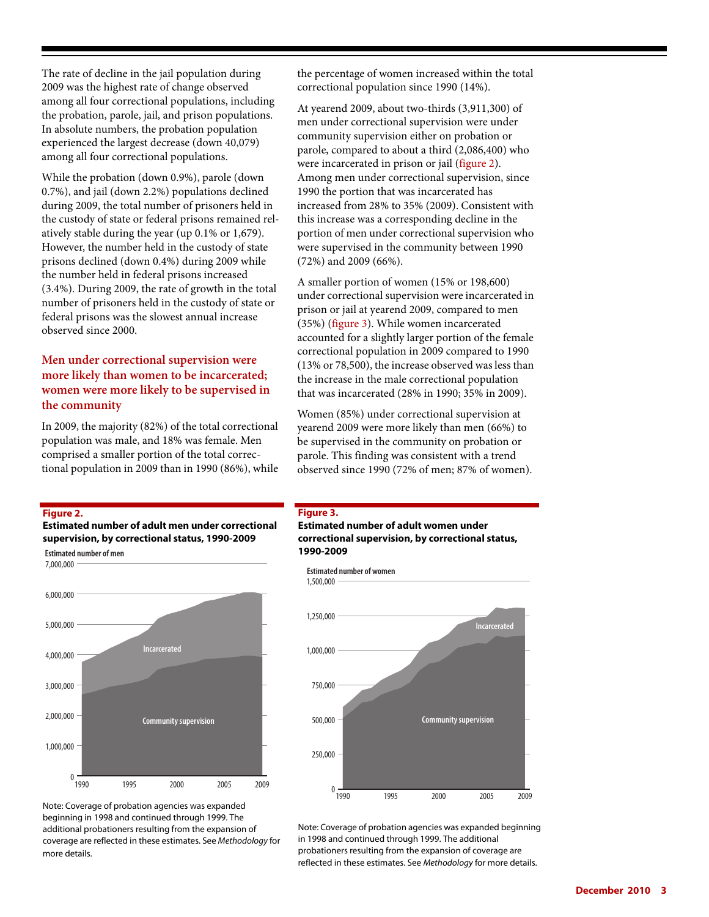The rate of decline in the jail population during 2009 was the highest rate of change observed among all four correctional populations, including the probation, parole, jail, and prison populations. In absolute numbers, the probation population experienced the largest decrease (down 40,079) among all four correctional populations.

While the probation (down 0.9%), parole (down 0.7%), and jail (down 2.2%) populations declined during 2009, the total number of prisoners held in the custody of state or federal prisons remained relatively stable during the year (up 0.1% or 1,679). However, the number held in the custody of state prisons declined (down 0.4%) during 2009 while the number held in federal prisons increased (3.4%). During 2009, the rate of growth in the total number of prisoners held in the custody of state or federal prisons was the slowest annual increase observed since 2000.

## Men under correctional supervision were more likely than women to be incarcerated; women were more likely to be supervised in the community

In 2009, the majority (82%) of the total correctional population was male, and 18% was female. Men comprised a smaller portion of the total correctional population in 2009 than in 1990 (86%), while the percentage of women increased within the total correctional population since 1990 (14%).

At yearend 2009, about two-thirds (3,911,300) of men under correctional supervision were under community supervision either on probation or parole, compared to about a third (2,086,400) who were incarcerated in prison or jail (figure 2). Among men under correctional supervision, since 1990 the portion that was incarcerated has increased from 28% to 35% (2009). Consistent with this increase was a corresponding decline in the portion of men under correctional supervision who were supervised in the community between 1990 (72%) and 2009 (66%).

A smaller portion of women (15% or 198,600) under correctional supervision were incarcerated in prison or jail at yearend 2009, compared to men (35%) (figure 3). While women incarcerated accounted for a slightly larger portion of the female correctional population in 2009 compared to 1990 (13% or 78,500), the increase observed was less than the increase in the male correctional population that was incarcerated (28% in 1990; 35% in 2009).

Women (85%) under correctional supervision at yearend 2009 were more likely than men (66%) to be supervised in the community on probation or parole. This finding was consistent with a trend observed since 1990 (72% of men; 87% of women).

**Figure 2.**
**Estimated number of adult men under correctional supervision, by correctional status, 1990-2009**

Note: Coverage of probation agencies was expanded beginning in 1998 and continued through 1999. The additional probationers resulting from the expansion of coverage are reflected in these estimates. See *Methodology* for more details.

**Figure 3.**
**Estimated number of adult women under correctional supervision, by correctional status, 1990-2009**

Note: Coverage of probation agencies was expanded beginning in 1998 and continued through 1999. The additional probationers resulting from the expansion of coverage are reflected in these estimates. See *Methodology* for more details.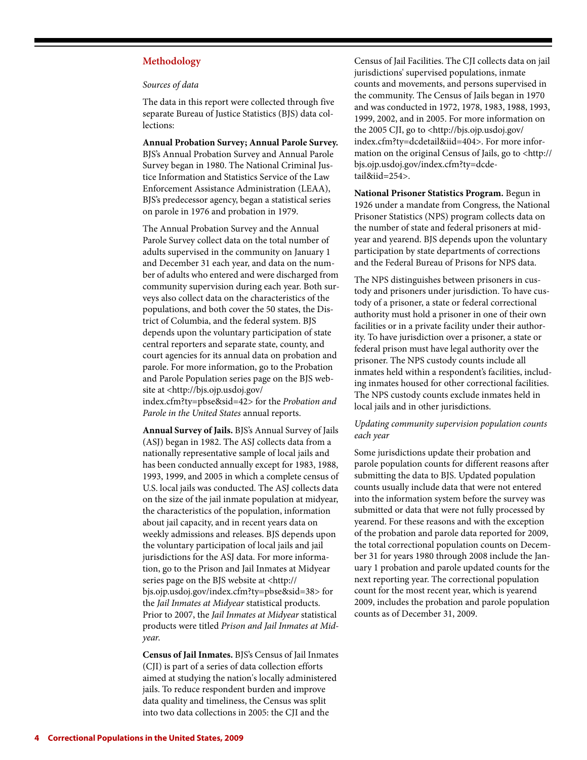## Methodology

*Sources of data*

The data in this report were collected through five separate Bureau of Justice Statistics (BJS) data collections:

**Annual Probation Survey; Annual Parole Survey.** BJS's Annual Probation Survey and Annual Parole Survey began in 1980. The National Criminal Justice Information and Statistics Service of the Law Enforcement Assistance Administration (LEAA), BJS's predecessor agency, began a statistical series on parole in 1976 and probation in 1979.

The Annual Probation Survey and the Annual Parole Survey collect data on the total number of adults supervised in the community on January 1 and December 31 each year, and data on the number of adults who entered and were discharged from community supervision during each year. Both surveys also collect data on the characteristics of the populations, and both cover the 50 states, the District of Columbia, and the federal system. BJS depends upon the voluntary participation of state central reporters and separate state, county, and court agencies for its annual data on probation and parole. For more information, go to the Probation and Parole Population series page on the BJS website at <http://bjs.ojp.usdoj.gov/index.cfm?ty=pbse&sid=42> for the *Probation and Parole in the United States* annual reports.

**Annual Survey of Jails.** BJS's Annual Survey of Jails (ASJ) began in 1982. The ASJ collects data from a nationally representative sample of local jails and has been conducted annually except for 1983, 1988, 1993, 1999, and 2005 in which a complete census of U.S. local jails was conducted. The ASJ collects data on the size of the jail inmate population at midyear, the characteristics of the population, information about jail capacity, and in recent years data on weekly admissions and releases. BJS depends upon the voluntary participation of local jails and jail jurisdictions for the ASJ data. For more information, go to the Prison and Jail Inmates at Midyear series page on the BJS website at <http://bjs.ojp.usdoj.gov/index.cfm?ty=pbse&sid=38> for the *Jail Inmates at Midyear* statistical products. Prior to 2007, the *Jail Inmates at Midyear* statistical products were titled *Prison and Jail Inmates at Midyear.*

**Census of Jail Inmates.** BJS's Census of Jail Inmates (CJI) is part of a series of data collection efforts aimed at studying the nation's locally administered jails. To reduce respondent burden and improve data quality and timeliness, the Census was split into two data collections in 2005: the CJI and the Census of Jail Facilities. The CJI collects data on jail jurisdictions' supervised populations, inmate counts and movements, and persons supervised in the community. The Census of Jails began in 1970 and was conducted in 1972, 1978, 1983, 1988, 1993, 1999, 2002, and in 2005. For more information on the 2005 CJI, go to <http://bjs.ojp.usdoj.gov/index.cfm?ty=dcdetail&iid=404>. For more information on the original Census of Jails, go to <http://bjs.ojp.usdoj.gov/index.cfm?ty=dcdetail&iid=254>.

**National Prisoner Statistics Program.** Begun in 1926 under a mandate from Congress, the National Prisoner Statistics (NPS) program collects data on the number of state and federal prisoners at midyear and yearend. BJS depends upon the voluntary participation by state departments of corrections and the Federal Bureau of Prisons for NPS data.

The NPS distinguishes between prisoners in custody and prisoners under jurisdiction. To have custody of a prisoner, a state or federal correctional authority must hold a prisoner in one of their own facilities or in a private facility under their authority. To have jurisdiction over a prisoner, a state or federal prison must have legal authority over the prisoner. The NPS custody counts include all inmates held within a respondent's facilities, including inmates housed for other correctional facilities. The NPS custody counts exclude inmates held in local jails and in other jurisdictions.

*Updating community supervision population counts each year*

Some jurisdictions update their probation and parole population counts for different reasons after submitting the data to BJS. Updated population counts usually include data that were not entered into the information system before the survey was submitted or data that were not fully processed by yearend. For these reasons and with the exception of the probation and parole data reported for 2009, the total correctional population counts on December 31 for years 1980 through 2008 include the January 1 probation and parole updated counts for the next reporting year. The correctional population count for the most recent year, which is yearend 2009, includes the probation and parole population counts as of December 31, 2009.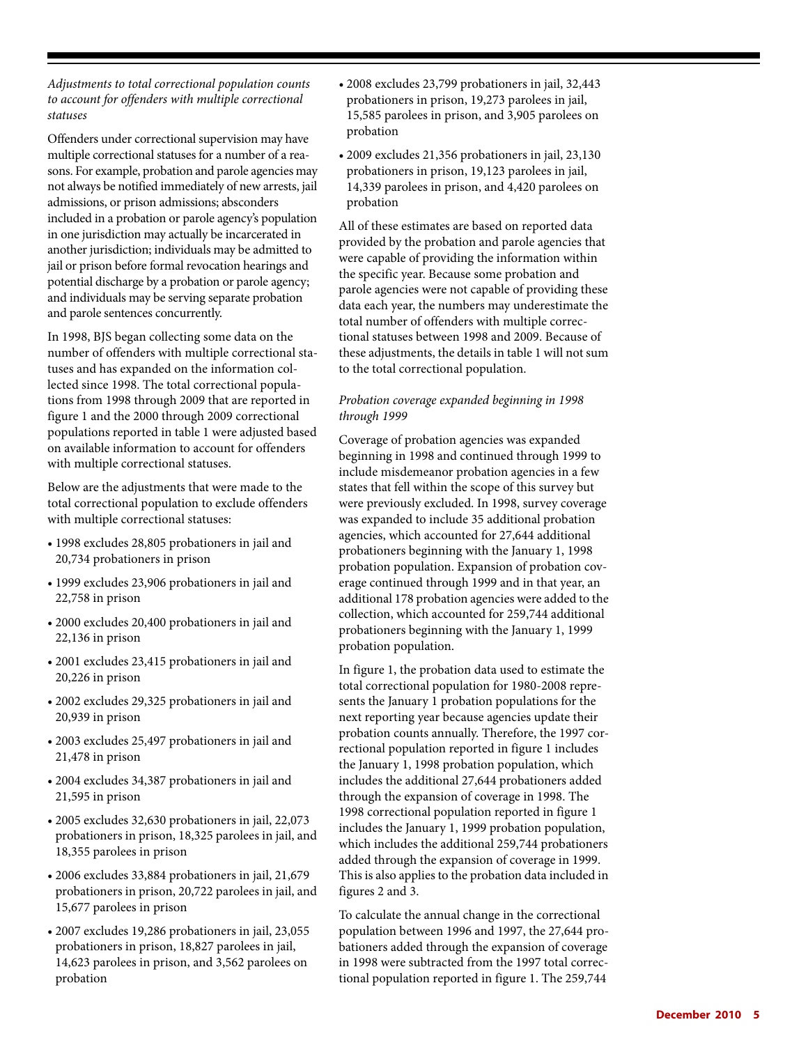*Adjustments to total correctional population counts to account for offenders with multiple correctional statuses*

Offenders under correctional supervision may have multiple correctional statuses for a number of a reasons. For example, probation and parole agencies may not always be notified immediately of new arrests, jail admissions, or prison admissions; absconders included in a probation or parole agency's population in one jurisdiction may actually be incarcerated in another jurisdiction; individuals may be admitted to jail or prison before formal revocation hearings and potential discharge by a probation or parole agency; and individuals may be serving separate probation and parole sentences concurrently.

In 1998, BJS began collecting some data on the number of offenders with multiple correctional statuses and has expanded on the information collected since 1998. The total correctional populations from 1998 through 2009 that are reported in figure 1 and the 2000 through 2009 correctional populations reported in table 1 were adjusted based on available information to account for offenders with multiple correctional statuses.

Below are the adjustments that were made to the total correctional population to exclude offenders with multiple correctional statuses:

- 1998 excludes 28,805 probationers in jail and 20,734 probationers in prison
- 1999 excludes 23,906 probationers in jail and 22,758 in prison
- 2000 excludes 20,400 probationers in jail and 22,136 in prison
- 2001 excludes 23,415 probationers in jail and 20,226 in prison
- 2002 excludes 29,325 probationers in jail and 20,939 in prison
- 2003 excludes 25,497 probationers in jail and 21,478 in prison
- 2004 excludes 34,387 probationers in jail and 21,595 in prison
- 2005 excludes 32,630 probationers in jail, 22,073 probationers in prison, 18,325 parolees in jail, and 18,355 parolees in prison
- 2006 excludes 33,884 probationers in jail, 21,679 probationers in prison, 20,722 parolees in jail, and 15,677 parolees in prison
- 2007 excludes 19,286 probationers in jail, 23,055 probationers in prison, 18,827 parolees in jail, 14,623 parolees in prison, and 3,562 parolees on probation
- 2008 excludes 23,799 probationers in jail, 32,443 probationers in prison, 19,273 parolees in jail, 15,585 parolees in prison, and 3,905 parolees on probation
- 2009 excludes 21,356 probationers in jail, 23,130 probationers in prison, 19,123 parolees in jail, 14,339 parolees in prison, and 4,420 parolees on probation

All of these estimates are based on reported data provided by the probation and parole agencies that were capable of providing the information within the specific year. Because some probation and parole agencies were not capable of providing these data each year, the numbers may underestimate the total number of offenders with multiple correctional statuses between 1998 and 2009. Because of these adjustments, the details in table 1 will not sum to the total correctional population.

*Probation coverage expanded beginning in 1998 through 1999*

Coverage of probation agencies was expanded beginning in 1998 and continued through 1999 to include misdemeanor probation agencies in a few states that fell within the scope of this survey but were previously excluded. In 1998, survey coverage was expanded to include 35 additional probation agencies, which accounted for 27,644 additional probationers beginning with the January 1, 1998 probation population. Expansion of probation coverage continued through 1999 and in that year, an additional 178 probation agencies were added to the collection, which accounted for 259,744 additional probationers beginning with the January 1, 1999 probation population.

In figure 1, the probation data used to estimate the total correctional population for 1980-2008 represents the January 1 probation populations for the next reporting year because agencies update their probation counts annually. Therefore, the 1997 correctional population reported in figure 1 includes the January 1, 1998 probation population, which includes the additional 27,644 probationers added through the expansion of coverage in 1998. The 1998 correctional population reported in figure 1 includes the January 1, 1999 probation population, which includes the additional 259,744 probationers added through the expansion of coverage in 1999. This is also applies to the probation data included in figures 2 and 3.

To calculate the annual change in the correctional population between 1996 and 1997, the 27,644 probationers added through the expansion of coverage in 1998 were subtracted from the 1997 total correctional population reported in figure 1. The 259,744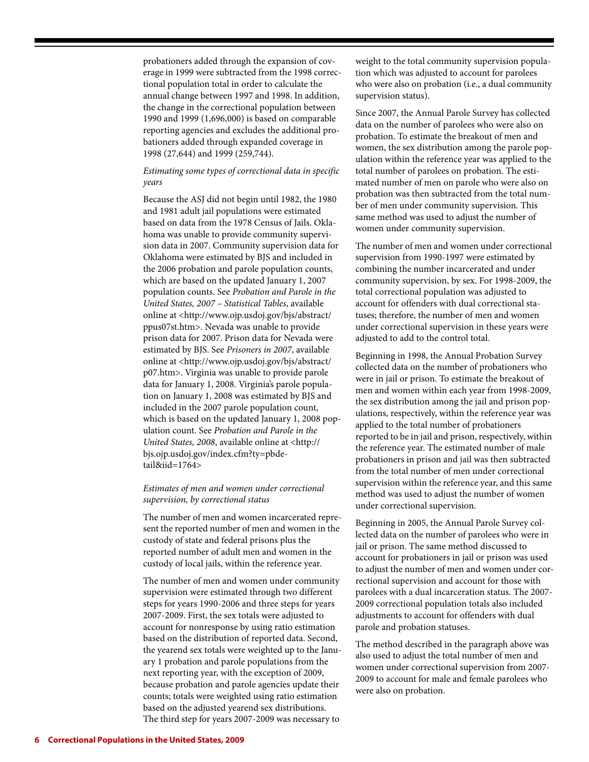probationers added through the expansion of coverage in 1999 were subtracted from the 1998 correctional population total in order to calculate the annual change between 1997 and 1998. In addition, the change in the correctional population between 1990 and 1999 (1,696,000) is based on comparable reporting agencies and excludes the additional probationers added through expanded coverage in 1998 (27,644) and 1999 (259,744).

*Estimating some types of correctional data in specific years*

Because the ASJ did not begin until 1982, the 1980 and 1981 adult jail populations were estimated based on data from the 1978 Census of Jails. Oklahoma was unable to provide community supervision data in 2007. Community supervision data for Oklahoma were estimated by BJS and included in the 2006 probation and parole population counts, which are based on the updated January 1, 2007 population counts. See *Probation and Parole in the United States, 2007 – Statistical Tables*, available online at <http://www.ojp.usdoj.gov/bjs/abstract/ppus07st.htm>. Nevada was unable to provide prison data for 2007. Prison data for Nevada were estimated by BJS. See *Prisoners in 2007*, available online at <http://www.ojp.usdoj.gov/bjs/abstract/p07.htm>. Virginia was unable to provide parole data for January 1, 2008. Virginia's parole population on January 1, 2008 was estimated by BJS and included in the 2007 parole population count, which is based on the updated January 1, 2008 population count. See *Probation and Parole in the United States, 2008*, available online at <http://bjs.ojp.usdoj.gov/index.cfm?ty=pbdetail&iid=1764>

*Estimates of men and women under correctional supervision, by correctional status*

The number of men and women incarcerated represent the reported number of men and women in the custody of state and federal prisons plus the reported number of adult men and women in the custody of local jails, within the reference year.

The number of men and women under community supervision were estimated through two different steps for years 1990-2006 and three steps for years 2007-2009. First, the sex totals were adjusted to account for nonresponse by using ratio estimation based on the distribution of reported data. Second, the yearend sex totals were weighted up to the January 1 probation and parole populations from the next reporting year, with the exception of 2009, because probation and parole agencies update their counts; totals were weighted using ratio estimation based on the adjusted yearend sex distributions. The third step for years 2007-2009 was necessary to weight to the total community supervision population which was adjusted to account for parolees who were also on probation (i.e., a dual community supervision status).

Since 2007, the Annual Parole Survey has collected data on the number of parolees who were also on probation. To estimate the breakout of men and women, the sex distribution among the parole population within the reference year was applied to the total number of parolees on probation. The estimated number of men on parole who were also on probation was then subtracted from the total number of men under community supervision. This same method was used to adjust the number of women under community supervision.

The number of men and women under correctional supervision from 1990-1997 were estimated by combining the number incarcerated and under community supervision, by sex. For 1998-2009, the total correctional population was adjusted to account for offenders with dual correctional statuses; therefore, the number of men and women under correctional supervision in these years were adjusted to add to the control total.

Beginning in 1998, the Annual Probation Survey collected data on the number of probationers who were in jail or prison. To estimate the breakout of men and women within each year from 1998-2009, the sex distribution among the jail and prison populations, respectively, within the reference year was applied to the total number of probationers reported to be in jail and prison, respectively, within the reference year. The estimated number of male probationers in prison and jail was then subtracted from the total number of men under correctional supervision within the reference year, and this same method was used to adjust the number of women under correctional supervision.

Beginning in 2005, the Annual Parole Survey collected data on the number of parolees who were in jail or prison. The same method discussed to account for probationers in jail or prison was used to adjust the number of men and women under correctional supervision and account for those with parolees with a dual incarceration status. The 2007-2009 correctional population totals also included adjustments to account for offenders with dual parole and probation statuses.

The method described in the paragraph above was also used to adjust the total number of men and women under correctional supervision from 2007-2009 to account for male and female parolees who were also on probation.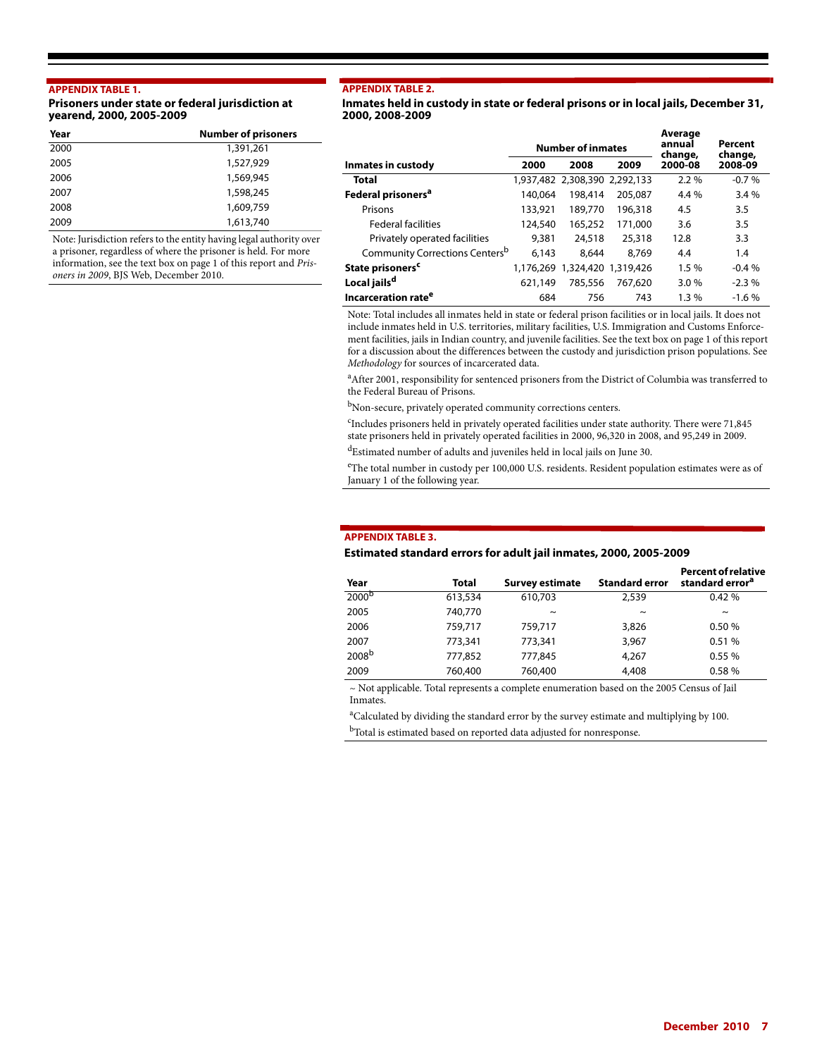### APPENDIX TABLE 1.

**Prisoners under state or federal jurisdiction at yearend, 2000, 2005-2009**

| Year | Number of prisoners |
|---|---|
| 2000 | 1,391,261 |
| 2005 | 1,527,929 |
| 2006 | 1,569,945 |
| 2007 | 1,598,245 |
| 2008 | 1,609,759 |
| 2009 | 1,613,740 |

Note: Jurisdiction refers to the entity having legal authority over a prisoner, regardless of where the prisoner is held. For more information, see the text box on page 1 of this report and *Prisoners in 2009*, BJS Web, December 2010.

### APPENDIX TABLE 2.

**Inmates held in custody in state or federal prisons or in local jails, December 31, 2000, 2008-2009**

| Inmates in custody | Number of inmates 2000 | 2008 | 2009 | Average annual change, 2000-08 | Percent change, 2008-09 |
|---|---|---|---|---|---|
| **Total** | 1,937,482 | 2,308,390 | 2,292,133 | 2.2 % | -0.7 % |
| **Federal prisoners[a]** | 140,064 | 198,414 | 205,087 | 4.4 % | 3.4 % |
| Prisons | 133,921 | 189,770 | 196,318 | 4.5 | 3.5 |
| Federal facilities | 124,540 | 165,252 | 171,000 | 3.6 | 3.5 |
| Privately operated facilities | 9,381 | 24,518 | 25,318 | 12.8 | 3.3 |
| Community Corrections Centers[b] | 6,143 | 8,644 | 8,769 | 4.4 | 1.4 |
| **State prisoners[c]** | 1,176,269 | 1,324,420 | 1,319,426 | 1.5 % | -0.4 % |
| **Local jails[d]** | 621,149 | 785,556 | 767,620 | 3.0 % | -2.3 % |
| **Incarceration rate[e]** | 684 | 756 | 743 | 1.3 % | -1.6 % |

Note: Total includes all inmates held in state or federal prison facilities or in local jails. It does not include inmates held in U.S. territories, military facilities, U.S. Immigration and Customs Enforcement facilities, jails in Indian country, and juvenile facilities. See the text box on page 1 of this report for a discussion about the differences between the custody and jurisdiction prison populations. See *Methodology* for sources of incarcerated data.

[a]After 2001, responsibility for sentenced prisoners from the District of Columbia was transferred to the Federal Bureau of Prisons.

[b]Non-secure, privately operated community corrections centers.

[c]Includes prisoners held in privately operated facilities under state authority. There were 71,845 state prisoners held in privately operated facilities in 2000, 96,320 in 2008, and 95,249 in 2009.

[d]Estimated number of adults and juveniles held in local jails on June 30.

[e]The total number in custody per 100,000 U.S. residents. Resident population estimates were as of January 1 of the following year.

### APPENDIX TABLE 3.

**Estimated standard errors for adult jail inmates, 2000, 2005-2009**

| Year | Total | Survey estimate | Standard error | Percent of relative standard error[a] |
|---|---|---|---|---|
| 2000[b] | 613,534 | 610,703 | 2,539 | 0.42 % |
| 2005 | 740,770 | ~ | ~ | ~ |
| 2006 | 759,717 | 759,717 | 3,826 | 0.50 % |
| 2007 | 773,341 | 773,341 | 3,967 | 0.51 % |
| 2008[b] | 777,852 | 777,845 | 4,267 | 0.55 % |
| 2009 | 760,400 | 760,400 | 4,408 | 0.58 % |

~ Not applicable. Total represents a complete enumeration based on the 2005 Census of Jail Inmates.

[a]Calculated by dividing the standard error by the survey estimate and multiplying by 100.

[b]Total is estimated based on reported data adjusted for nonresponse.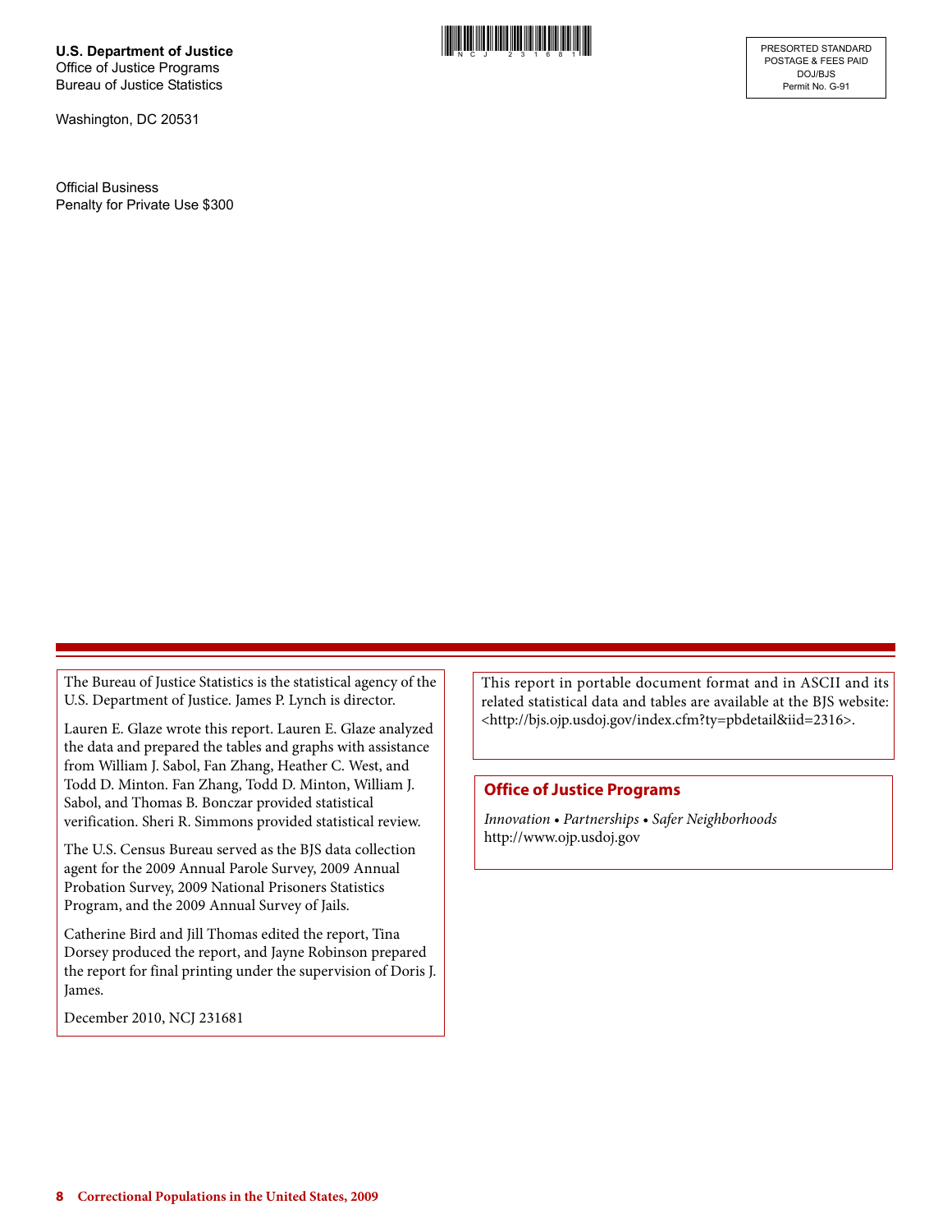**U.S. Department of Justice**
Office of Justice Programs
Bureau of Justice Statistics

Washington, DC 20531

Official Business
Penalty for Private Use $300

PRESORTED STANDARD
POSTAGE & FEES PAID
DOJ/BJS
Permit No. G-91

The Bureau of Justice Statistics is the statistical agency of the U.S. Department of Justice. James P. Lynch is director.

Lauren E. Glaze wrote this report. Lauren E. Glaze analyzed the data and prepared the tables and graphs with assistance from William J. Sabol, Fan Zhang, Heather C. West, and Todd D. Minton. Fan Zhang, Todd D. Minton, William J. Sabol, and Thomas B. Bonczar provided statistical verification. Sheri R. Simmons provided statistical review.

The U.S. Census Bureau served as the BJS data collection agent for the 2009 Annual Parole Survey, 2009 Annual Probation Survey, 2009 National Prisoners Statistics Program, and the 2009 Annual Survey of Jails.

Catherine Bird and Jill Thomas edited the report, Tina Dorsey produced the report, and Jayne Robinson prepared the report for final printing under the supervision of Doris J. James.

December 2010, NCJ 231681

This report in portable document format and in ASCII and its related statistical data and tables are available at the BJS website: <http://bjs.ojp.usdoj.gov/index.cfm?ty=pbdetail&iid=2316>.

**Office of Justice Programs**

*Innovation • Partnerships • Safer Neighborhoods*
http://www.ojp.usdoj.gov